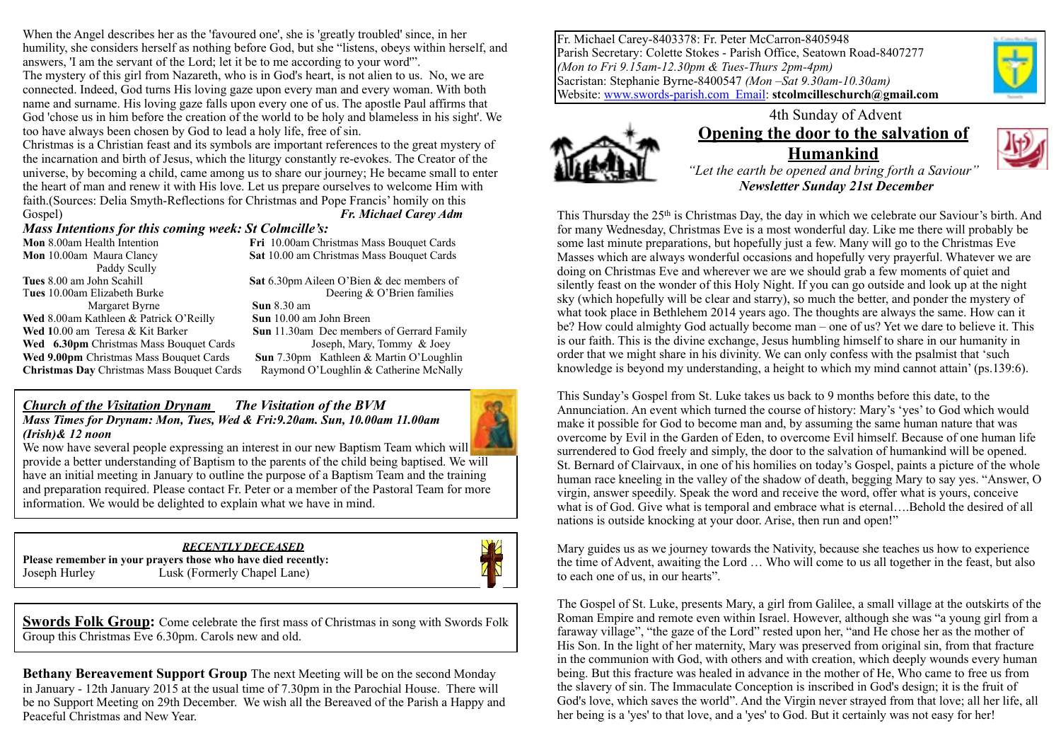When the Angel describes her as the 'favoured one', she is 'greatly troubled' since, in her humility, she considers herself as nothing before God, but she "listens, obeys within herself, and answers, 'I am the servant of the Lord; let it be to me according to your word'".

The mystery of this girl from Nazareth, who is in God's heart, is not alien to us. No, we are connected. Indeed, God turns His loving gaze upon every man and every woman. With both name and surname. His loving gaze falls upon every one of us. The apostle Paul affirms that God 'chose us in him before the creation of the world to be holy and blameless in his sight'. We too have always been chosen by God to lead a holy life, free of sin.

Christmas is a Christian feast and its symbols are important references to the great mystery of the incarnation and birth of Jesus, which the liturgy constantly re-evokes. The Creator of the universe, by becoming a child, came among us to share our journey; He became small to enter the heart of man and renew it with His love. Let us prepare ourselves to welcome Him with faith.(Sources: Delia Smyth-Reflections for Christmas and Pope Francis' homily on this Gospel) ***Fr. Michael Carey Adm***

### *Mass Intentions for this coming week: St Colmcille's:*

**Mon** 8.00am Health Intention
**Mon** 10.00am Maura Clancy
Paddy Scully
**Tues** 8.00 am John Scahill
**Tues** 10.00am Elizabeth Burke
Margaret Byrne
**Wed** 8.00am Kathleen & Patrick O'Reilly
**Wed 1**0.00 am Teresa & Kit Barker
**Wed 6.30pm** Christmas Mass Bouquet Cards
**Wed 9.00pm** Christmas Mass Bouquet Cards
**Christmas Day** Christmas Mass Bouquet Cards
**Fri** 10.00am Christmas Mass Bouquet Cards
**Sat** 10.00 am Christmas Mass Bouquet Cards
**Sat** 6.30pm Aileen O'Bien & dec members of Deering & O'Brien families
**Sun** 8.30 am
**Sun** 10.00 am John Breen
**Sun** 11.30am Dec members of Gerrard Family Joseph, Mary, Tommy & Joey
**Sun** 7.30pm Kathleen & Martin O'Loughlin Raymond O'Loughlin & Catherine McNally

### *Church of the Visitation Drynam* *The Visitation of the BVM*

***Mass Times for Drynam: Mon, Tues, Wed & Fri:9.20am. Sun, 10.00am 11.00am (Irish)& 12 noon***

We now have several people expressing an interest in our new Baptism Team which will provide a better understanding of Baptism to the parents of the child being baptised. We will have an initial meeting in January to outline the purpose of a Baptism Team and the training and preparation required. Please contact Fr. Peter or a member of the Pastoral Team for more information. We would be delighted to explain what we have in mind.

***RECENTLY DECEASED***

**Please remember in your prayers those who have died recently:**
Joseph Hurley Lusk (Formerly Chapel Lane)

**Swords Folk Group:** Come celebrate the first mass of Christmas in song with Swords Folk Group this Christmas Eve 6.30pm. Carols new and old.

**Bethany Bereavement Support Group** The next Meeting will be on the second Monday in January - 12th January 2015 at the usual time of 7.30pm in the Parochial House. There will be no Support Meeting on 29th December. We wish all the Bereaved of the Parish a Happy and Peaceful Christmas and New Year.

Fr. Michael Carey-8403378: Fr. Peter McCarron-8405948
Parish Secretary: Colette Stokes - Parish Office, Seatown Road-8407277
*(Mon to Fri 9.15am-12.30pm & Tues-Thurs 2pm-4pm)*
Sacristan: Stephanie Byrne-8400547 *(Mon –Sat 9.30am-10.30am)*
Website: www.swords-parish.com Email: **stcolmcilleschurch@gmail.com**

4th Sunday of Advent

# Opening the door to the salvation of Humankind

*"Let the earth be opened and bring forth a Saviour"*
***Newsletter Sunday 21st December***

This Thursday the 25th is Christmas Day, the day in which we celebrate our Saviour's birth. And for many Wednesday, Christmas Eve is a most wonderful day. Like me there will probably be some last minute preparations, but hopefully just a few. Many will go to the Christmas Eve Masses which are always wonderful occasions and hopefully very prayerful. Whatever we are doing on Christmas Eve and wherever we are we should grab a few moments of quiet and silently feast on the wonder of this Holy Night. If you can go outside and look up at the night sky (which hopefully will be clear and starry), so much the better, and ponder the mystery of what took place in Bethlehem 2014 years ago. The thoughts are always the same. How can it be? How could almighty God actually become man – one of us? Yet we dare to believe it. This is our faith. This is the divine exchange, Jesus humbling himself to share in our humanity in order that we might share in his divinity. We can only confess with the psalmist that 'such knowledge is beyond my understanding, a height to which my mind cannot attain' (ps.139:6).

This Sunday's Gospel from St. Luke takes us back to 9 months before this date, to the Annunciation. An event which turned the course of history: Mary's 'yes' to God which would make it possible for God to become man and, by assuming the same human nature that was overcome by Evil in the Garden of Eden, to overcome Evil himself. Because of one human life surrendered to God freely and simply, the door to the salvation of humankind will be opened. St. Bernard of Clairvaux, in one of his homilies on today's Gospel, paints a picture of the whole human race kneeling in the valley of the shadow of death, begging Mary to say yes. "Answer, O virgin, answer speedily. Speak the word and receive the word, offer what is yours, conceive what is of God. Give what is temporal and embrace what is eternal….Behold the desired of all nations is outside knocking at your door. Arise, then run and open!"

Mary guides us as we journey towards the Nativity, because she teaches us how to experience the time of Advent, awaiting the Lord … Who will come to us all together in the feast, but also to each one of us, in our hearts".

The Gospel of St. Luke, presents Mary, a girl from Galilee, a small village at the outskirts of the Roman Empire and remote even within Israel. However, although she was "a young girl from a faraway village", "the gaze of the Lord" rested upon her, "and He chose her as the mother of His Son. In the light of her maternity, Mary was preserved from original sin, from that fracture in the communion with God, with others and with creation, which deeply wounds every human being. But this fracture was healed in advance in the mother of He, Who came to free us from the slavery of sin. The Immaculate Conception is inscribed in God's design; it is the fruit of God's love, which saves the world". And the Virgin never strayed from that love; all her life, all her being is a 'yes' to that love, and a 'yes' to God. But it certainly was not easy for her!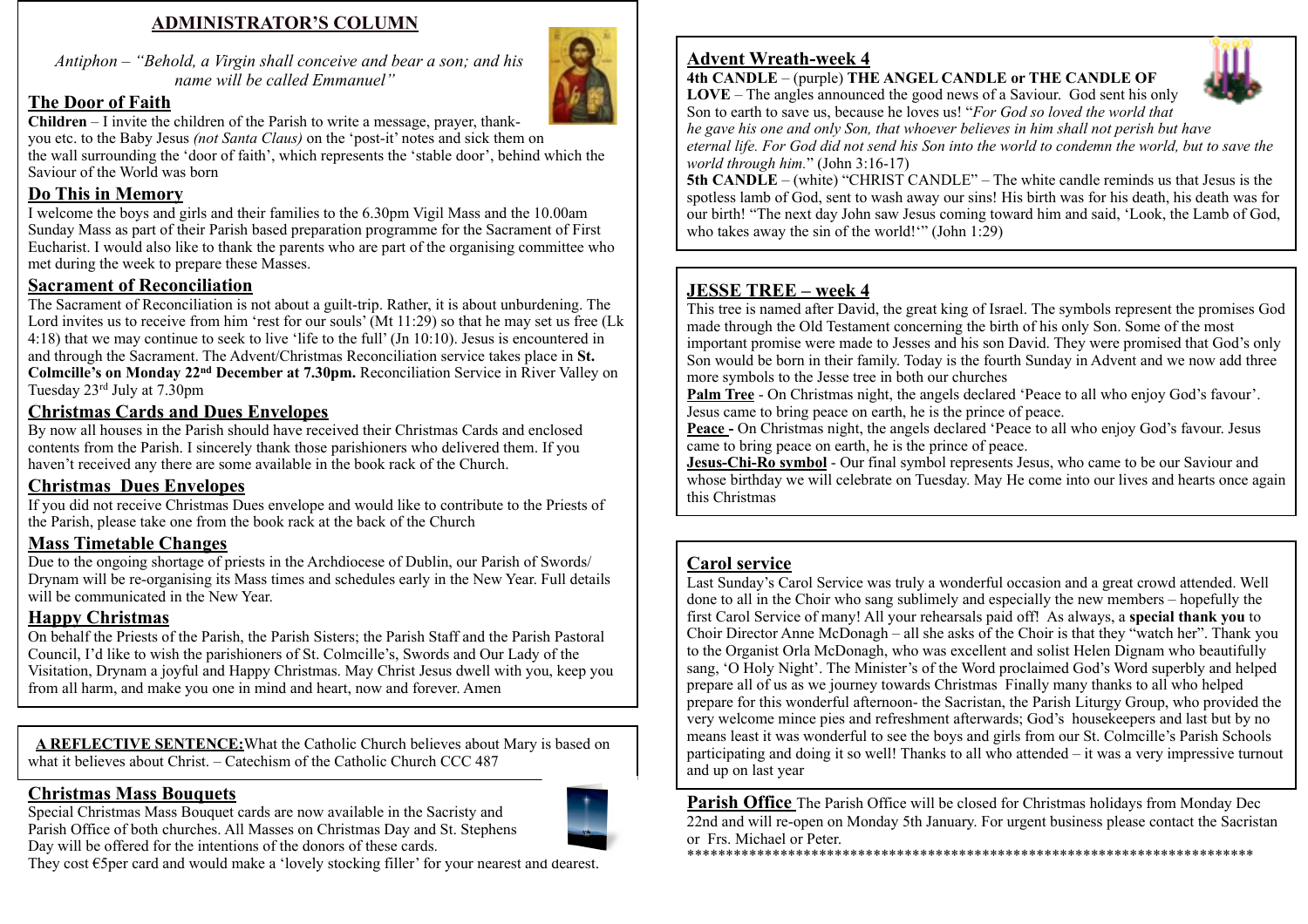## ADMINISTRATOR'S COLUMN

*Antiphon – "Behold, a Virgin shall conceive and bear a son; and his name will be called Emmanuel"*

### The Door of Faith

**Children** – I invite the children of the Parish to write a message, prayer, thank-you etc. to the Baby Jesus *(not Santa Claus)* on the 'post-it' notes and sick them on the wall surrounding the 'door of faith', which represents the 'stable door', behind which the Saviour of the World was born

### Do This in Memory

I welcome the boys and girls and their families to the 6.30pm Vigil Mass and the 10.00am Sunday Mass as part of their Parish based preparation programme for the Sacrament of First Eucharist. I would also like to thank the parents who are part of the organising committee who met during the week to prepare these Masses.

### Sacrament of Reconciliation

The Sacrament of Reconciliation is not about a guilt-trip. Rather, it is about unburdening. The Lord invites us to receive from him 'rest for our souls' (Mt 11:29) so that he may set us free (Lk 4:18) that we may continue to seek to live 'life to the full' (Jn 10:10). Jesus is encountered in and through the Sacrament. The Advent/Christmas Reconciliation service takes place in **St. Colmcille's on Monday 22nd December at 7.30pm.** Reconciliation Service in River Valley on Tuesday 23rd July at 7.30pm

### Christmas Cards and Dues Envelopes

By now all houses in the Parish should have received their Christmas Cards and enclosed contents from the Parish. I sincerely thank those parishioners who delivered them. If you haven't received any there are some available in the book rack of the Church.

### Christmas Dues Envelopes

If you did not receive Christmas Dues envelope and would like to contribute to the Priests of the Parish, please take one from the book rack at the back of the Church

### Mass Timetable Changes

Due to the ongoing shortage of priests in the Archdiocese of Dublin, our Parish of Swords/ Drynam will be re-organising its Mass times and schedules early in the New Year. Full details will be communicated in the New Year.

### Happy Christmas

On behalf the Priests of the Parish, the Parish Sisters; the Parish Staff and the Parish Pastoral Council, I'd like to wish the parishioners of St. Colmcille's, Swords and Our Lady of the Visitation, Drynam a joyful and Happy Christmas. May Christ Jesus dwell with you, keep you from all harm, and make you one in mind and heart, now and forever. Amen

**A REFLECTIVE SENTENCE:** What the Catholic Church believes about Mary is based on what it believes about Christ. – Catechism of the Catholic Church CCC 487

### Christmas Mass Bouquets

Special Christmas Mass Bouquet cards are now available in the Sacristy and Parish Office of both churches. All Masses on Christmas Day and St. Stephens Day will be offered for the intentions of the donors of these cards.
They cost €5per card and would make a 'lovely stocking filler' for your nearest and dearest.

### Advent Wreath-week 4

**4th CANDLE** – (purple) **THE ANGEL CANDLE or THE CANDLE OF LOVE** – The angles announced the good news of a Saviour. God sent his only Son to earth to save us, because he loves us! "*For God so loved the world that he gave his one and only Son, that whoever believes in him shall not perish but have eternal life. For God did not send his Son into the world to condemn the world, but to save the world through him.*" (John 3:16-17)

**5th CANDLE** – (white) "CHRIST CANDLE" – The white candle reminds us that Jesus is the spotless lamb of God, sent to wash away our sins! His birth was for his death, his death was for our birth! "The next day John saw Jesus coming toward him and said, 'Look, the Lamb of God, who takes away the sin of the world!'" (John 1:29)

### JESSE TREE – week 4

This tree is named after David, the great king of Israel. The symbols represent the promises God made through the Old Testament concerning the birth of his only Son. Some of the most important promise were made to Jesses and his son David. They were promised that God's only Son would be born in their family. Today is the fourth Sunday in Advent and we now add three more symbols to the Jesse tree in both our churches

**Palm Tree** - On Christmas night, the angels declared 'Peace to all who enjoy God's favour'. Jesus came to bring peace on earth, he is the prince of peace.

**Peace -** On Christmas night, the angels declared 'Peace to all who enjoy God's favour. Jesus came to bring peace on earth, he is the prince of peace.

**Jesus-Chi-Ro symbol** - Our final symbol represents Jesus, who came to be our Saviour and whose birthday we will celebrate on Tuesday. May He come into our lives and hearts once again this Christmas

### Carol service

Last Sunday's Carol Service was truly a wonderful occasion and a great crowd attended. Well done to all in the Choir who sang sublimely and especially the new members – hopefully the first Carol Service of many! All your rehearsals paid off! As always, a **special thank you** to Choir Director Anne McDonagh – all she asks of the Choir is that they "watch her". Thank you to the Organist Orla McDonagh, who was excellent and solist Helen Dignam who beautifully sang, 'O Holy Night'. The Minister's of the Word proclaimed God's Word superbly and helped prepare all of us as we journey towards Christmas Finally many thanks to all who helped prepare for this wonderful afternoon- the Sacristan, the Parish Liturgy Group, who provided the very welcome mince pies and refreshment afterwards; God's housekeepers and last but by no means least it was wonderful to see the boys and girls from our St. Colmcille's Parish Schools participating and doing it so well! Thanks to all who attended – it was a very impressive turnout and up on last year

**Parish Office** The Parish Office will be closed for Christmas holidays from Monday Dec 22nd and will re-open on Monday 5th January. For urgent business please contact the Sacristan or Frs. Michael or Peter.

*****************************************************************************